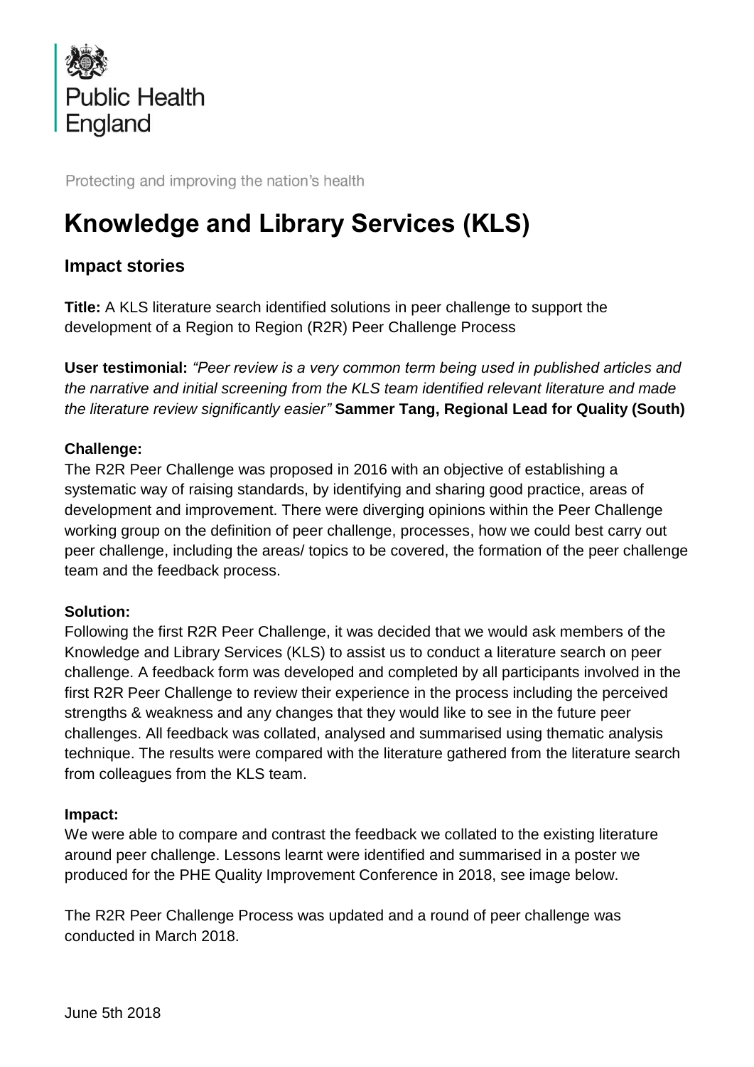Public Health England

Protecting and improving the nation's health

# Knowledge and Library Services (KLS)

## Impact stories

**Title:** A KLS literature search identified solutions in peer challenge to support the development of a Region to Region (R2R) Peer Challenge Process

**User testimonial:** *"Peer review is a very common term being used in published articles and the narrative and initial screening from the KLS team identified relevant literature and made the literature review significantly easier"* **Sammer Tang, Regional Lead for Quality (South)**

**Challenge:**
The R2R Peer Challenge was proposed in 2016 with an objective of establishing a systematic way of raising standards, by identifying and sharing good practice, areas of development and improvement. There were diverging opinions within the Peer Challenge working group on the definition of peer challenge, processes, how we could best carry out peer challenge, including the areas/ topics to be covered, the formation of the peer challenge team and the feedback process.

**Solution:**
Following the first R2R Peer Challenge, it was decided that we would ask members of the Knowledge and Library Services (KLS) to assist us to conduct a literature search on peer challenge. A feedback form was developed and completed by all participants involved in the first R2R Peer Challenge to review their experience in the process including the perceived strengths & weakness and any changes that they would like to see in the future peer challenges. All feedback was collated, analysed and summarised using thematic analysis technique. The results were compared with the literature gathered from the literature search from colleagues from the KLS team.

**Impact:**
We were able to compare and contrast the feedback we collated to the existing literature around peer challenge. Lessons learnt were identified and summarised in a poster we produced for the PHE Quality Improvement Conference in 2018, see image below.

The R2R Peer Challenge Process was updated and a round of peer challenge was conducted in March 2018.

June 5th 2018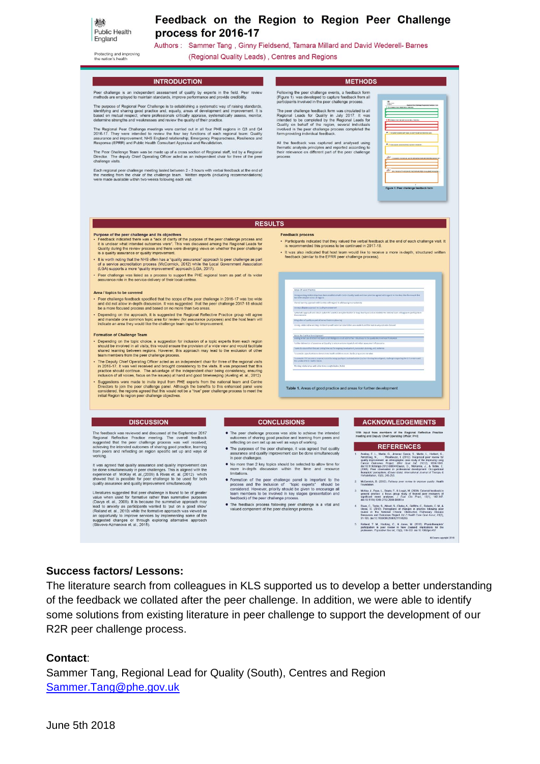# Feedback on the Region to Region Peer Challenge process for 2016-17

Authors : Sammer Tang , Ginny Fieldsend, Tamara Millard and David Wederell- Barnes (Regional Quality Leads) , Centres and Regions

Public Health England

Protecting and improving the nation's health

## INTRODUCTION

Peer challenge is an independent assessment of quality by experts in the field. Peer review methods are employed to maintain standards, improve performance and provide credibility.

The purpose of Regional Peer Challenge is to establishing a systematic way of raising standards, identifying and sharing good practice and, equally, areas of development and improvement. It is based on mutual respect, where professionals critically appraise, systematically assess, monitor, determine strengths and weaknesses and review the quality of their practice.

The Regional Peer Challenge meetings were carried out in all four PHE regions in Q3 and Q4 2016-17. They were intended to review the four key functions of each regional team: Quality assurance and improvement; NHS England relationship; Emergency Preparedness, Resilience and Response (EPRR) and Public Health Consultant Appraisal and Revalidation.

The Peer Challenge Team was be made up of a cross section of Regional staff, led by a Regional Director. The deputy Chief Operating Officer acted as an independent chair for three of the peer challenge visits.

Each regional peer challenge meeting lasted between 2 - 3 hours with verbal feedback at the end of the meeting from the chair of the challenge team. Written reports (including recommendations) were made available within two weeks following each visit.

## METHODS

Following the peer challenge events, a feedback form (Figure 1) was developed to capture feedback from all participants involved in the peer challenge process.

The peer challenge feedback form was circulated to all Regional Leads for Quality in July 2017. It was intended to be completed by the Regional Leads for Quality on behalf of the region, several individuals involved in the peer challenge process completed the form providing individual feedback.

All the feedback was captured and analysed using thematic analysis principles and reported according to their relevance on different part of the peer challenge process

Figure 1. Peer challenge feedback form

## RESULTS

**Purpose of the peer challenge and its objectives**

- Feedback indicated there was a "lack of clarity of the purpose of the peer challenge process and it is unclear what intended outcomes were". This was discussed among the Regional Leads for Quality during the review process and there were diverging views on whether the peer challenge is a quality assurance or quality improvement.
- It is worth noting that the NHS often has a "quality assurance" approach to peer challenge as part of a service accreditation process (McCormick, 2012) while the Local Government Association (LGA) supports a more "quality improvement" approach (LGA, 2017).
- Peer challenge was listed as a process to support the PHE regional team as part of its wider assurance role in the service delivery of their local centres.

**Area / topics to be covered**

- Peer challenge feedback specified that the scope of the peer challenge in 2016-17 was too wide and did not allow in-depth discussion. It was suggested that the peer challenge 2017-18 should be a more focused process and based on no more than two areas.
- Depending on the approach, it is suggested the Regional Reflective Practice group will agree and mandate one common topic area for review (for assurance purposes) and the host team will indicate an area they would like the challenge team input for improvement.

**Formation of Challenge Team**

- Depending on the topic choice, a suggestion for inclusion of a topic experts from each region should be involved in all visits; this would ensure the provision of a wide view and would facilitate shared learning between regions. However, this approach may lead to the exclusion of other team members from the peer challenge process.
- The Deputy Chief Operating Officer acted as an independent chair for three of the regional visits in 2016-17. It was well received and brought consistency to the visits. It was proposed that this practice should continue. The advantage of the independent chair being consistency, ensuring inclusion of all voices, focus on the issue(s) at hand and good timekeeping (Aveling et. al., 2012)
- Suggestions were made to invite input from PHE experts from the national team and Centre Directors to join the peer challenge panel. Although the benefits to this enhanced panel were considered, the regions agreed that this would not be a "true" peer challenge process to meet the initial Region to region peer challenge objectives.

**Feedback process**

- Participants indicated that they valued the verbal feedback at the end of each challenge visit. It is recommended this process to be continued in 2017-18.
- It was also indicated that host team would like to receive a more in-depth, structured written feedback (similar to the EPRR peer challenge process).

Table 1. Areas of good practice and areas for further development

## DISCUSSION

The feedback was reviewed and discussed at the September 2017 Regional Reflective Practice meeting. The overall feedback suggested that the peer challenge process was well received; achieving the intended outcomes of sharing good practice, learning from peers and reflecting on region specific set up and ways of working.

It was agreed that quality assurance and quality improvement can be done simultaneously in peer challenges. This is aligned with the experience of McKay et. al.,(2009) & Rivas et. al. (2012) which showed that is possible for peer challenge to be used for both quality assurance and quality improvement simultaneously.

Literatures suggested that peer challenge is found to be of greater value when used for formative rather than summative purposes (Davys et. al., 2008). It is because the summative approach may lead to anxiety as participants wanted to put on a good show' (Rolland et. al., 2010) while the formative approach was viewed as an opportunity to improve services by implementing some of the suggested changes or through exploring alternative approach (Slavova-Azmanova et. al., 2015).

## CONCLUSIONS

- The peer challenge process was able to achieve the intended outcomes of sharing good practice and learning from peers and reflecting on own set up as well as ways of working.
- The purposes of the peer challenge, it was agreed that quality assurance and quality improvement can be done simultaneously in peer challenges.
- No more than 2 key topics should be selected to allow time for more in-depth discussion within the time and resource limitations.
- Formation of the peer challenge panel is important to the process and the inclusion of "topic experts" should be considered. However, priority should be given to encourage all team members to be involved in key stages (presentation and feedback) of the peer challenge process.
- The feedback process following peer challenge is a vital and valued component of the peer challenge process.

## ACKNOWLEDGEMENTS

With input from members of the Regional Reflective Practice meeting and Deputy Chief Operating Officer, PHE

## REFERENCES

1. Aveling, E. L., Martin, G., Jimenez Garcia, S., Martin, L., Herbert, G., Armstrong, N., ... Woolhouse, I. (2012). Reciprocal peer review for quality improvement: an ethnographic case study of the Improving Lung Cancer Outcomes Project. *BMJ Qual Saf*, 21(12), 1034-1041. doi:10.1136/bmjqs-2012-000944 Davys, D., McKenna, J., & Tickle, E. (2008). Peer observation in professional development. *Occupational therapists' perspectives (Cover story). International Journal of Therapy & Rehabilitation*, 15(6), 248-253.
2. McCormick, B. (2012). *Pathway peer review to improve quality*. Health Foundation
3. McKay, J., Pope, L., Bowie, P., & Lough, M. (2009). External feedback in general practice: a focus group study of trained peer reviewers of significant event analyses. *J Eval Clin Pract*, 15(1), 142-147. doi:10.1111/j.1365-2753.2008.00989.x
4. Rivas, C., Taylor, S., Abbott, S., Clarke, A., Griffiths, C., Roberts, C. M., & Stone, R. (2012). Perceptions of changes in practice following peer review in the National Chronic Obstructive Pulmonary Disease Resources and Outcomes Project. *Int J Health Care Qual Assur*, 25(1), 91-105. doi:10.1108/09526861211192432
5. Rolland, T. M., Hocking, C., & Jones, M. (2010). Physiotherapists' participation in peer review in New Zealand: implications for the profession. *Physiother Res Int*, 15(2), 116-122. doi:10.1002/pri.457

©Crown copyright 2018

**Success factors/ Lessons:**

The literature search from colleagues in KLS supported us to develop a better understanding of the feedback we collated after the peer challenge. In addition, we were able to identify some solutions from existing literature in peer challenge to support the development of our R2R peer challenge process.

**Contact**:

Sammer Tang, Regional Lead for Quality (South), Centres and Region
Sammer.Tang@phe.gov.uk

June 5th 2018